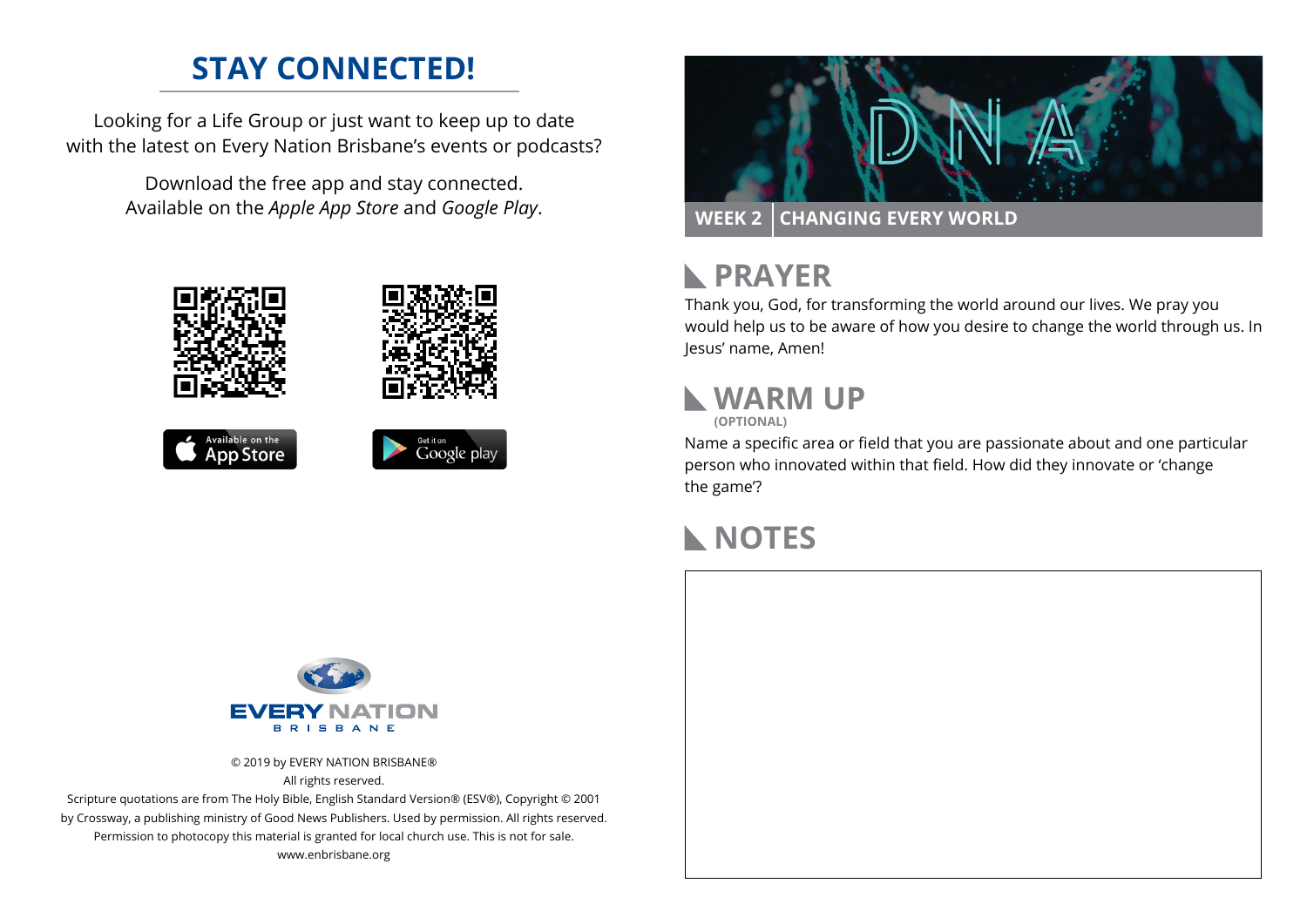## STAY CONNECTED!

Looking for a Life Group or just want to keep up to date with the latest on Every Nation Brisbane's events or podcasts?

Download the free app and stay connected. Available on the *Apple App Store* and *Google Play*.

Available on the App Store

Get it on Google play

EVERY NATION BRISBANE

© 2019 by EVERY NATION BRISBANE®
All rights reserved.
Scripture quotations are from The Holy Bible, English Standard Version® (ESV®), Copyright © 2001 by Crossway, a publishing ministry of Good News Publishers. Used by permission. All rights reserved.
Permission to photocopy this material is granted for local church use. This is not for sale.
www.enbrisbane.org

# DNA

**WEEK 2 | CHANGING EVERY WORLD**

## PRAYER

Thank you, God, for transforming the world around our lives. We pray you would help us to be aware of how you desire to change the world through us. In Jesus' name, Amen!

## WARM UP

**(OPTIONAL)**

Name a specific area or field that you are passionate about and one particular person who innovated within that field. How did they innovate or 'change the game'?

## NOTES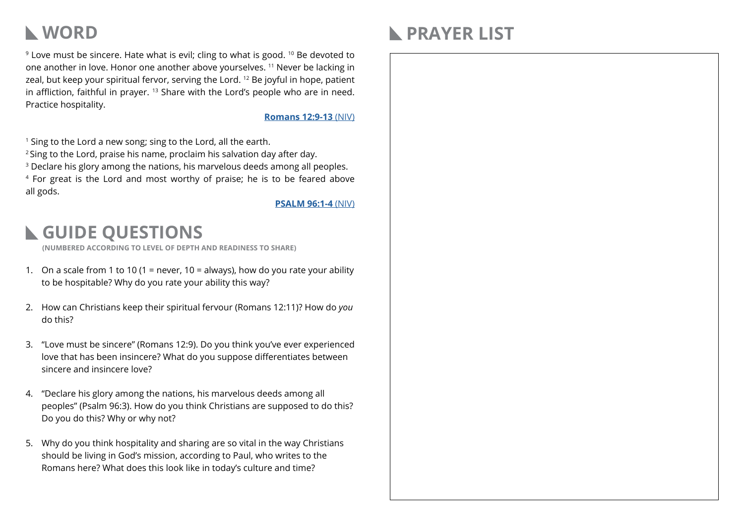## WORD

[9] Love must be sincere. Hate what is evil; cling to what is good. [10] Be devoted to one another in love. Honor one another above yourselves. [11] Never be lacking in zeal, but keep your spiritual fervor, serving the Lord. [12] Be joyful in hope, patient in affliction, faithful in prayer. [13] Share with the Lord's people who are in need. Practice hospitality.

**Romans 12:9-13** (NIV)

[1] Sing to the Lord a new song; sing to the Lord, all the earth.
[2] Sing to the Lord, praise his name, proclaim his salvation day after day.
[3] Declare his glory among the nations, his marvelous deeds among all peoples.
[4] For great is the Lord and most worthy of praise; he is to be feared above all gods.

**PSALM 96:1-4** (NIV)

## GUIDE QUESTIONS

**(NUMBERED ACCORDING TO LEVEL OF DEPTH AND READINESS TO SHARE)**

1. On a scale from 1 to 10 (1 = never, 10 = always), how do you rate your ability to be hospitable? Why do you rate your ability this way?

2. How can Christians keep their spiritual fervour (Romans 12:11)? How do *you* do this?

3. "Love must be sincere" (Romans 12:9). Do you think you've ever experienced love that has been insincere? What do you suppose differentiates between sincere and insincere love?

4. "Declare his glory among the nations, his marvelous deeds among all peoples" (Psalm 96:3). How do you think Christians are supposed to do this? Do you do this? Why or why not?

5. Why do you think hospitality and sharing are so vital in the way Christians should be living in God's mission, according to Paul, who writes to the Romans here? What does this look like in today's culture and time?

## PRAYER LIST